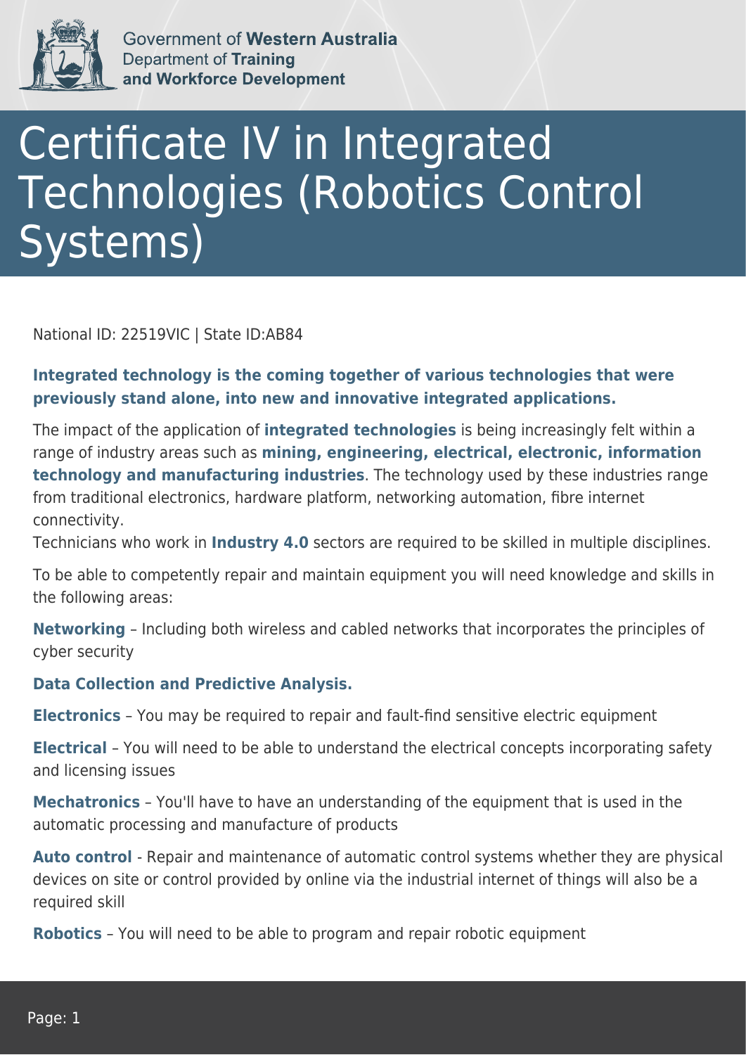Government of **Western Australia**
Department of **Training and Workforce Development**

# Certificate IV in Integrated Technologies (Robotics Control Systems)

National ID: 22519VIC | State ID:AB84

**Integrated technology is the coming together of various technologies that were previously stand alone, into new and innovative integrated applications.**

The impact of the application of **integrated technologies** is being increasingly felt within a range of industry areas such as **mining, engineering, electrical, electronic, information technology and manufacturing industries**. The technology used by these industries range from traditional electronics, hardware platform, networking automation, fibre internet connectivity.
Technicians who work in **Industry 4.0** sectors are required to be skilled in multiple disciplines.

To be able to competently repair and maintain equipment you will need knowledge and skills in the following areas:

**Networking** – Including both wireless and cabled networks that incorporates the principles of cyber security

**Data Collection and Predictive Analysis.**

**Electronics** – You may be required to repair and fault-find sensitive electric equipment

**Electrical** – You will need to be able to understand the electrical concepts incorporating safety and licensing issues

**Mechatronics** – You'll have to have an understanding of the equipment that is used in the automatic processing and manufacture of products

**Auto control** - Repair and maintenance of automatic control systems whether they are physical devices on site or control provided by online via the industrial internet of things will also be a required skill

**Robotics** – You will need to be able to program and repair robotic equipment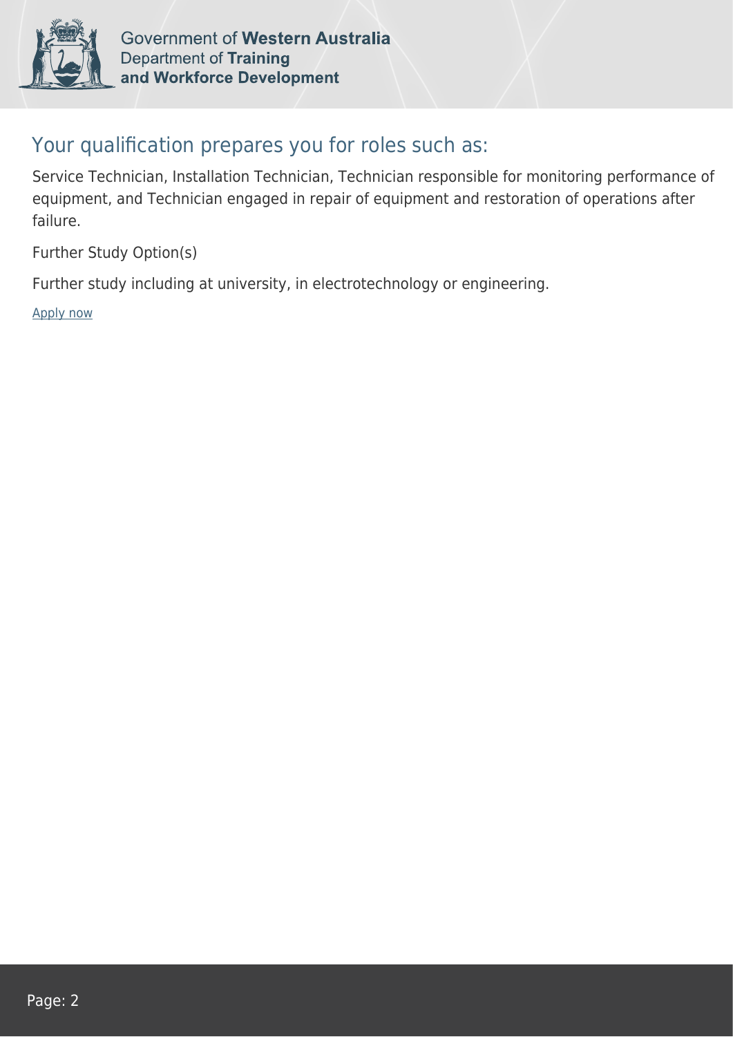## Your qualification prepares you for roles such as:

Service Technician, Installation Technician, Technician responsible for monitoring performance of equipment, and Technician engaged in repair of equipment and restoration of operations after failure.

Further Study Option(s)

Further study including at university, in electrotechnology or engineering.

Apply now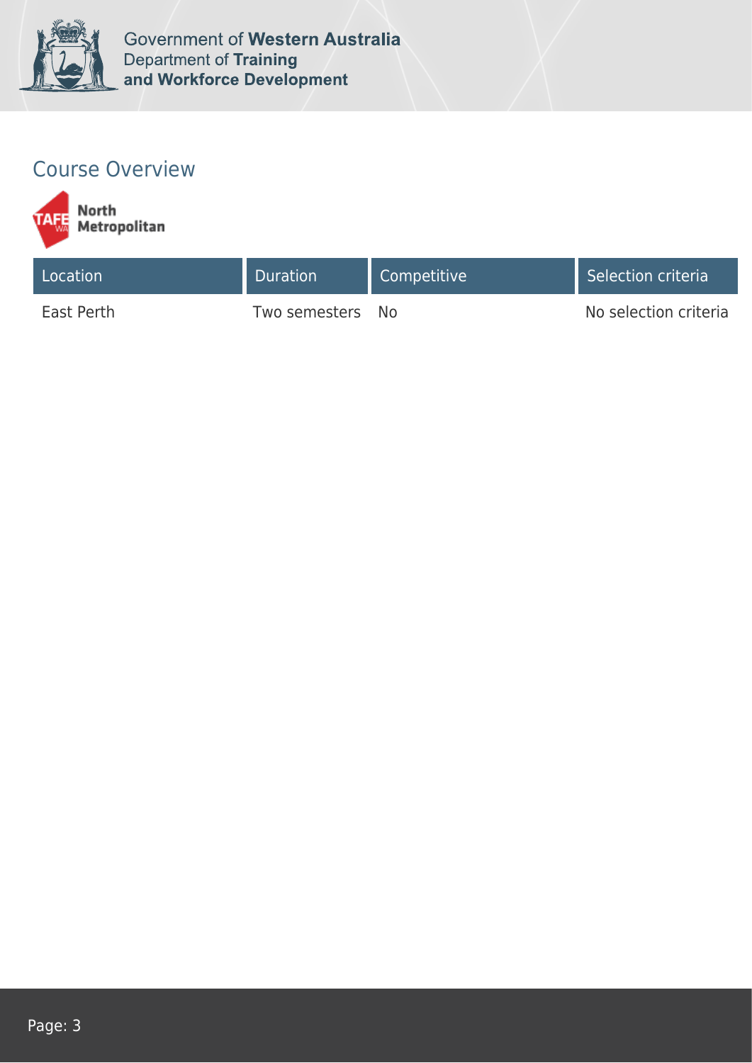## Course Overview

North Metropolitan

| Location | Duration | Competitive | Selection criteria |
|---|---|---|---|
| East Perth | Two semesters | No | No selection criteria |